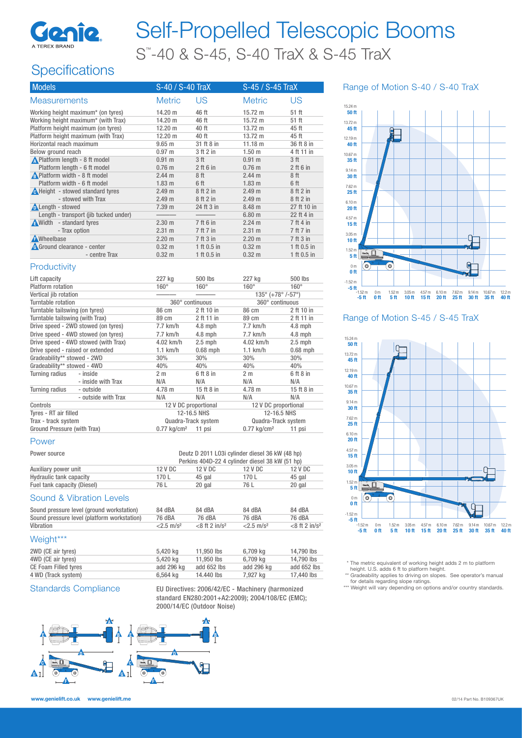# Self-Propelled Telescopic Booms

## S™-40 & S-45, S-40 TraX & S-45 TraX

## Specifications

| Models | S-40 / S-40 TraX | | S-45 / S-45 TraX | |
|---|---|---|---|---|
| **Measurements** | **Metric** | **US** | **Metric** | **US** |
| Working height maximum* (on tyres) | 14.20 m | 46 ft | 15.72 m | 51 ft |
| Working height maximum* (with Trax) | 14.20 m | 46 ft | 15.72 m | 51 ft |
| Platform height maximum (on tyres) | 12.20 m | 40 ft | 13.72 m | 45 ft |
| Platform height maximum (with Trax) | 12.20 m | 40 ft | 13.72 m | 45 ft |
| Horizontal reach maximum | 9.65 m | 31 ft 8 in | 11.18 m | 36 ft 8 in |
| Below ground reach | 0.97 m | 3 ft 2 in | 1.50 m | 4 ft 11 in |
| A Platform length - 8 ft model | 0.91 m | 3 ft | 0.91 m | 3 ft |
| Platform length - 6 ft model | 0.76 m | 2 ft 6 in | 0.76 m | 2 ft 6 in |
| B Platform width - 8 ft model | 2.44 m | 8 ft | 2.44 m | 8 ft |
| Platform width - 6 ft model | 1.83 m | 6 ft | 1.83 m | 6 ft |
| C Height - stowed standard tyres | 2.49 m | 8 ft 2 in | 2.49 m | 8 ft 2 in |
| - stowed with Trax | 2.49 m | 8 ft 2 in | 2.49 m | 8 ft 2 in |
| D Length - stowed | 7.39 m | 24 ft 3 in | 8.48 m | 27 ft 10 in |
| Length - transport (jib tucked under) | ——— | ——— | 6.80 m | 22 ft 4 in |
| E Width - standard tyres | 2.30 m | 7 ft 6 in | 2.24 m | 7 ft 4 in |
| - Trax option | 2.31 m | 7 ft 7 in | 2.31 m | 7 ft 7 in |
| F Wheelbase | 2.20 m | 7 ft 3 in | 2.20 m | 7 ft 3 in |
| G Ground clearance - center | 0.32 m | 1 ft 0.5 in | 0.32 m | 1 ft 0.5 in |
| - centre Trax | 0.32 m | 1 ft 0.5 in | 0.32 m | 1 ft 0.5 in |

### Productivity

| | S-40 / S-40 TraX | | S-45 / S-45 TraX | |
|---|---|---|---|---|
| Lift capacity | 227 kg | 500 lbs | 227 kg | 500 lbs |
| Platform rotation | 160° | 160° | 160° | 160° |
| Vertical jib rotation | ——— | ——— | 135° (+78° /-57°) | |
| Turntable rotation | 360° continuous | | 360° continuous | |
| Turntable tailswing (on tyres) | 86 cm | 2 ft 10 in | 86 cm | 2 ft 10 in |
| Turntable tailswing (with Trax) | 89 cm | 2 ft 11 in | 89 cm | 2 ft 11 in |
| Drive speed - 2WD stowed (on tyres) | 7.7 km/h | 4.8 mph | 7.7 km/h | 4.8 mph |
| Drive speed - 4WD stowed (on tyres) | 7.7 km/h | 4.8 mph | 7.7 km/h | 4.8 mph |
| Drive speed - 4WD stowed (with Trax) | 4.02 km/h | 2.5 mph | 4.02 km/h | 2.5 mph |
| Drive speed - raised or extended | 1.1 km/h | 0.68 mph | 1.1 km/h | 0.68 mph |
| Gradeability** stowed - 2WD | 30% | 30% | 30% | 30% |
| Gradeability** stowed - 4WD | 40% | 40% | 40% | 40% |
| Turning radius - inside | 2 m | 6 ft 8 in | 2 m | 6 ft 8 in |
| - inside with Trax | N/A | N/A | N/A | N/A |
| Turning radius - outside | 4.78 m | 15 ft 8 in | 4.78 m | 15 ft 8 in |
| - outside with Trax | N/A | N/A | N/A | N/A |
| Controls | 12 V DC proportional | | 12 V DC proportional | |
| Tyres - RT air filled | 12-16.5 NHS | | 12-16.5 NHS | |
| Trax - track system | Quadra-Track system | | Quadra-Track system | |
| Ground Pressure (with Trax) | 0.77 kg/cm² | 11 psi | 0.77 kg/cm² | 11 psi |

### Power

| | S-40 / S-40 TraX | | S-45 / S-45 TraX | |
|---|---|---|---|---|
| Power source | Deutz D 2011 L03i cylinder diesel 36 kW (48 hp)<br>Perkins 404D-22 4 cylinder diesel 38 kW (51 hp) | | | |
| Auxiliary power unit | 12 V DC | 12 V DC | 12 V DC | 12 V DC |
| Hydraulic tank capacity | 170 L | 45 gal | 170 L | 45 gal |
| Fuel tank capacity (Diesel) | 76 L | 20 gal | 76 L | 20 gal |

### Sound & Vibration Levels

| | S-40 / S-40 TraX | | S-45 / S-45 TraX | |
|---|---|---|---|---|
| Sound pressure level (ground workstation) | 84 dBA | 84 dBA | 84 dBA | 84 dBA |
| Sound pressure level (platform workstation) | 76 dBA | 76 dBA | 76 dBA | 76 dBA |
| Vibration | <2.5 m/s² | <8 ft 2 in/s² | <2.5 m/s² | <8 ft 2 in/s² |

### Weight***

| | S-40 / S-40 TraX | | S-45 / S-45 TraX | |
|---|---|---|---|---|
| 2WD (CE air tyres) | 5,420 kg | 11,950 lbs | 6,709 kg | 14,790 lbs |
| 4WD (CE air tyres) | 5,420 kg | 11,950 lbs | 6,709 kg | 14,790 lbs |
| CE Foam Filled tyres | add 296 kg | add 652 lbs | add 296 kg | add 652 lbs |
| 4 WD (Track system) | 6,564 kg | 14.440 lbs | 7,927 kg | 17,440 lbs |

### Standards Compliance

EU Directives: 2006/42/EC - Machinery (harmonized standard EN280:2001+A2:2009); 2004/108/EC (EMC); 2000/14/EC (Outdoor Noise)

### Range of Motion S-40 / S-40 TraX

### Range of Motion S-45 / S-45 TraX

\* The metric equivalent of working height adds 2 m to platform height. U.S. adds 6 ft to platform height.

\*\* Gradeability applies to driving on slopes. See operator's manual for details regarding slope ratings.

\*\*\* Weight will vary depending on options and/or country standards.

www.genielift.co.uk www.genielift.me

02/14 Part No. B109367UK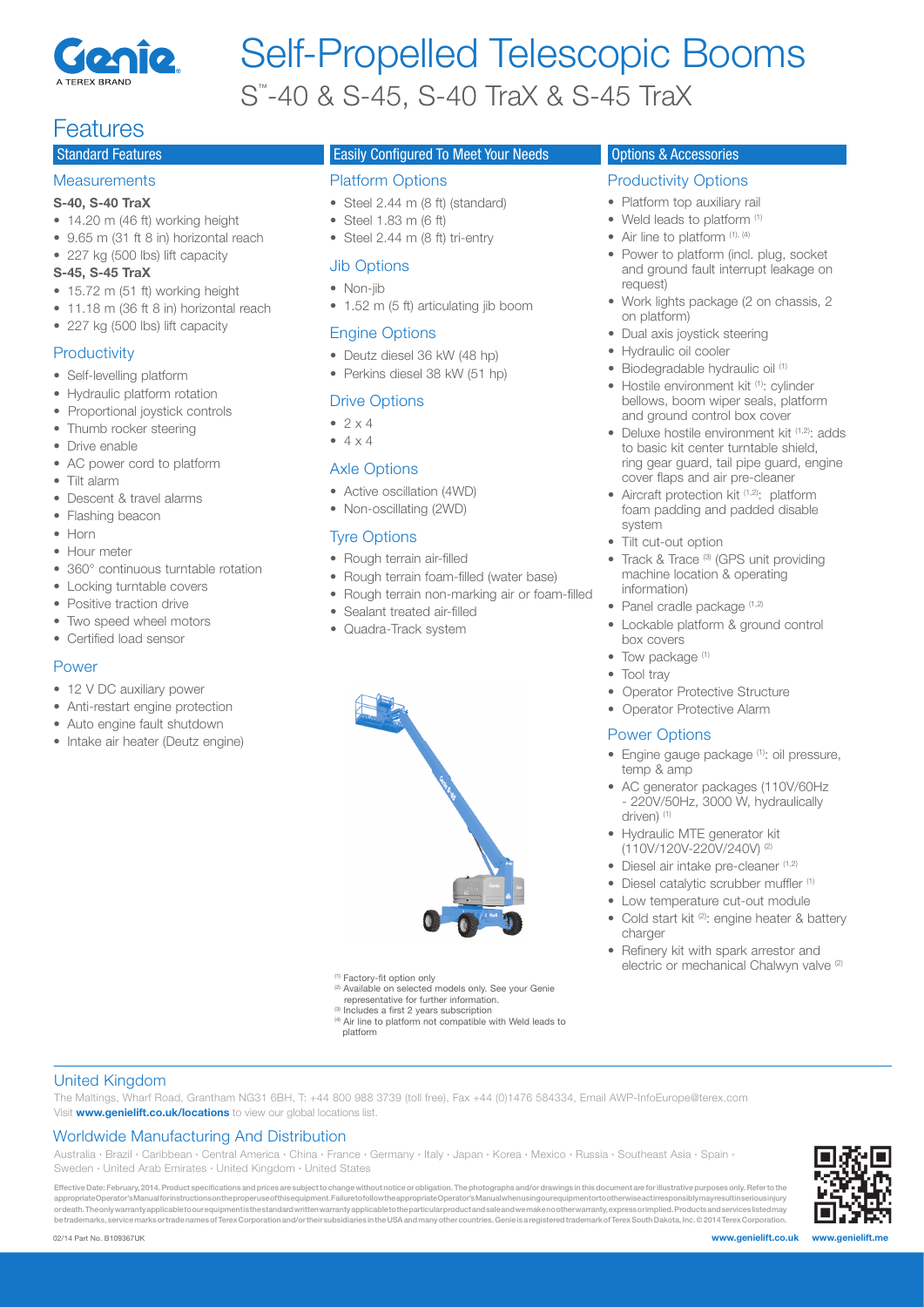# Self-Propelled Telescopic Booms

## S™-40 & S-45, S-40 TraX & S-45 TraX

# Features

## Standard Features

### Measurements

**S-40, S-40 TraX**

- 14.20 m (46 ft) working height
- 9.65 m (31 ft 8 in) horizontal reach
- 227 kg (500 lbs) lift capacity

**S-45, S-45 TraX**

- 15.72 m (51 ft) working height
- 11.18 m (36 ft 8 in) horizontal reach
- 227 kg (500 lbs) lift capacity

### Productivity

- Self-levelling platform
- Hydraulic platform rotation
- Proportional joystick controls
- Thumb rocker steering
- Drive enable
- AC power cord to platform
- Tilt alarm
- Descent & travel alarms
- Flashing beacon
- Horn
- Hour meter
- 360° continuous turntable rotation
- Locking turntable covers
- Positive traction drive
- Two speed wheel motors
- Certified load sensor

### Power

- 12 V DC auxiliary power
- Anti-restart engine protection
- Auto engine fault shutdown
- Intake air heater (Deutz engine)

## Easily Configured To Meet Your Needs

### Platform Options

- Steel 2.44 m (8 ft) (standard)
- Steel 1.83 m (6 ft)
- Steel 2.44 m (8 ft) tri-entry

### Jib Options

- Non-jib
- 1.52 m (5 ft) articulating jib boom

### Engine Options

- Deutz diesel 36 kW (48 hp)
- Perkins diesel 38 kW (51 hp)

### Drive Options

- 2 x 4
- 4 x 4

### Axle Options

- Active oscillation (4WD)
- Non-oscillating (2WD)

### Tyre Options

- Rough terrain air-filled
- Rough terrain foam-filled (water base)
- Rough terrain non-marking air or foam-filled
- Sealant treated air-filled
- Quadra-Track system

## Options & Accessories

### Productivity Options

- Platform top auxiliary rail
- Weld leads to platform [1]
- Air line to platform [1, 4]
- Power to platform (incl. plug, socket and ground fault interrupt leakage on request)
- Work lights package (2 on chassis, 2 on platform)
- Dual axis joystick steering
- Hydraulic oil cooler
- Biodegradable hydraulic oil [1]
- Hostile environment kit [1]: cylinder bellows, boom wiper seals, platform and ground control box cover
- Deluxe hostile environment kit [1,2]: adds to basic kit center turntable shield, ring gear guard, tail pipe guard, engine cover flaps and air pre-cleaner
- Aircraft protection kit [1,2]: platform foam padding and padded disable system
- Tilt cut-out option
- Track & Trace [3] (GPS unit providing machine location & operating information)
- Panel cradle package [1,2]
- Lockable platform & ground control box covers
- Tow package [1]
- Tool tray
- Operator Protective Structure
- Operator Protective Alarm

### Power Options

- Engine gauge package [1]: oil pressure, temp & amp
- AC generator packages (110V/60Hz - 220V/50Hz, 3000 W, hydraulically driven) [1]
- Hydraulic MTE generator kit (110V/120V-220V/240V) [2]
- Diesel air intake pre-cleaner [1,2]
- Diesel catalytic scrubber muffler [1]
- Low temperature cut-out module
- Cold start kit [2]: engine heater & battery charger
- Refinery kit with spark arrestor and electric or mechanical Chalwyn valve [2]

[1] Factory-fit option only
[2] Available on selected models only. See your Genie representative for further information.
[3] Includes a first 2 years subscription
[4] Air line to platform not compatible with Weld leads to platform

## United Kingdom

The Maltings, Wharf Road, Grantham NG31 6BH, T: +44 800 988 3739 (toll free), Fax +44 (0)1476 584334, Email AWP-InfoEurope@terex.com
Visit **www.genielift.co.uk/locations** to view our global locations list.

## Worldwide Manufacturing And Distribution

Australia · Brazil · Caribbean · Central America · China · France · Germany · Italy · Japan · Korea · Mexico · Russia · Southeast Asia · Spain · Sweden · United Arab Emirates · United Kingdom · United States

Effective Date: February, 2014. Product specifications and prices are subject to change without notice or obligation. The photographs and/or drawings in this document are for illustrative purposes only. Refer to the appropriate Operator's Manual for instructions on the proper use of this equipment. Failure to follow the appropriate Operator's Manual when using our equipment or to otherwise act irresponsibly may result in serious injury or death. The only warranty applicable to our equipment is the standard written warranty applicable to the particular product and sale and we make no other warranty, express or implied. Products and services listed may be trademarks, service marks or trade names of Terex Corporation and/or their subsidiaries in the USA and many other countries. Genie is a registered trademark of Terex South Dakota, Inc. © 2014 Terex Corporation.

02/14 Part No. B109367UK

**www.genielift.co.uk** **www.genielift.me**